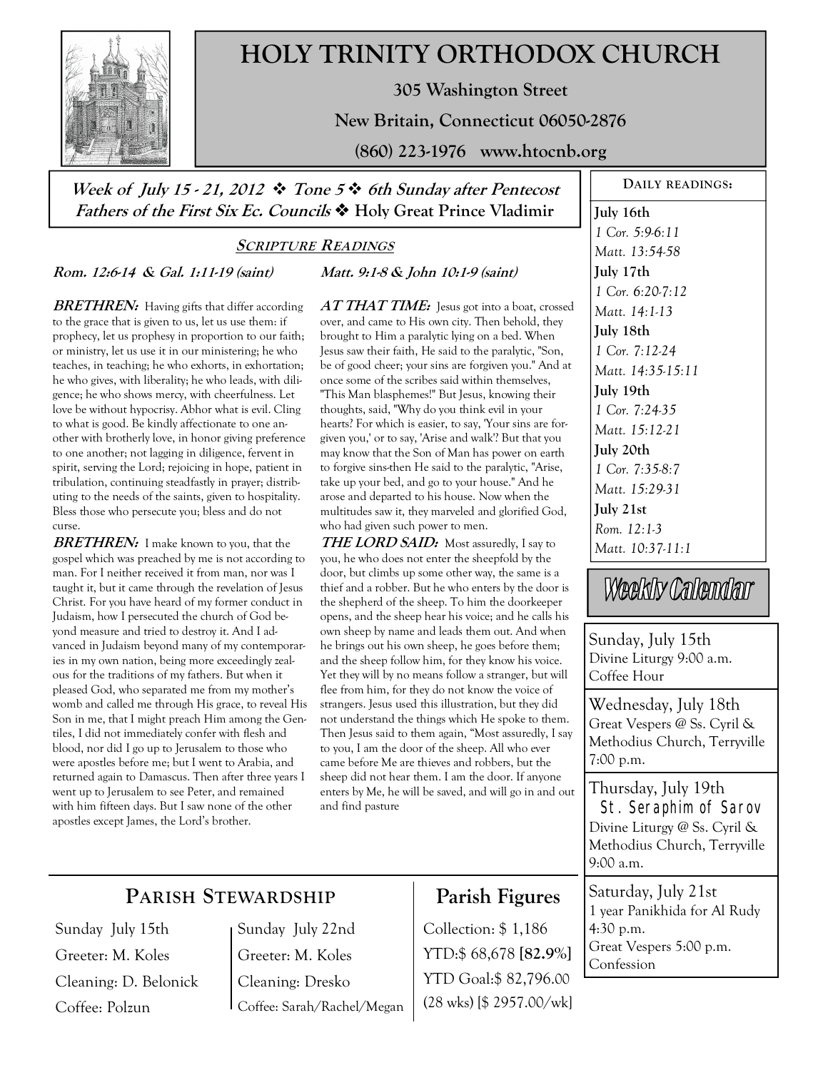# HOLY TRINITY ORTHODOX CHURCH

**305 Washington Street**

**New Britain, Connecticut 06050-2876**

**(860) 223-1976 www.htocnb.org**

***Week of July 15 - 21, 2012 ❖ Tone 5 ❖ 6th Sunday after Pentecost***
***Fathers of the First Six Ec. Councils*** **❖ Holy Great Prince Vladimir**

## SCRIPTURE READINGS

***Rom. 12:6-14 & Gal. 1:11-19 (saint)***

***BRETHREN:*** Having gifts that differ according to the grace that is given to us, let us use them: if prophecy, let us prophesy in proportion to our faith; or ministry, let us use it in our ministering; he who teaches, in teaching; he who exhorts, in exhortation; he who gives, with liberality; he who leads, with diligence; he who shows mercy, with cheerfulness. Let love be without hypocrisy. Abhor what is evil. Cling to what is good. Be kindly affectionate to one another with brotherly love, in honor giving preference to one another; not lagging in diligence, fervent in spirit, serving the Lord; rejoicing in hope, patient in tribulation, continuing steadfastly in prayer; distributing to the needs of the saints, given to hospitality. Bless those who persecute you; bless and do not curse.

***BRETHREN:*** I make known to you, that the gospel which was preached by me is not according to man. For I neither received it from man, nor was I taught it, but it came through the revelation of Jesus Christ. For you have heard of my former conduct in Judaism, how I persecuted the church of God beyond measure and tried to destroy it. And I advanced in Judaism beyond many of my contemporaries in my own nation, being more exceedingly zealous for the traditions of my fathers. But when it pleased God, who separated me from my mother's womb and called me through His grace, to reveal His Son in me, that I might preach Him among the Gentiles, I did not immediately confer with flesh and blood, nor did I go up to Jerusalem to those who were apostles before me; but I went to Arabia, and returned again to Damascus. Then after three years I went up to Jerusalem to see Peter, and remained with him fifteen days. But I saw none of the other apostles except James, the Lord's brother.

***Matt. 9:1-8 & John 10:1-9 (saint)***

***AT THAT TIME:*** Jesus got into a boat, crossed over, and came to His own city. Then behold, they brought to Him a paralytic lying on a bed. When Jesus saw their faith, He said to the paralytic, "Son, be of good cheer; your sins are forgiven you." And at once some of the scribes said within themselves, "This Man blasphemes!" But Jesus, knowing their thoughts, said, "Why do you think evil in your hearts? For which is easier, to say, 'Your sins are forgiven you,' or to say, 'Arise and walk'? But that you may know that the Son of Man has power on earth to forgive sins-then He said to the paralytic, "Arise, take up your bed, and go to your house." And he arose and departed to his house. Now when the multitudes saw it, they marveled and glorified God, who had given such power to men.

***THE LORD SAID:*** Most assuredly, I say to you, he who does not enter the sheepfold by the door, but climbs up some other way, the same is a thief and a robber. But he who enters by the door is the shepherd of the sheep. To him the doorkeeper opens, and the sheep hear his voice; and he calls his own sheep by name and leads them out. And when he brings out his own sheep, he goes before them; and the sheep follow him, for they know his voice. Yet they will by no means follow a stranger, but will flee from him, for they do not know the voice of strangers. Jesus used this illustration, but they did not understand the things which He spoke to them. Then Jesus said to them again, "Most assuredly, I say to you, I am the door of the sheep. All who ever came before Me are thieves and robbers, but the sheep did not hear them. I am the door. If anyone enters by Me, he will be saved, and will go in and out and find pasture

## DAILY READINGS:

**July 16th**
*1 Cor. 5:9-6:11*
*Matt. 13:54-58*

**July 17th**
*1 Cor. 6:20-7:12*
*Matt. 14:1-13*

**July 18th**
*1 Cor. 7:12-24*
*Matt. 14:35-15:11*

**July 19th**
*1 Cor. 7:24-35*
*Matt. 15:12-21*

**July 20th**
*1 Cor. 7:35-8:7*
*Matt. 15:29-31*

**July 21st**
*Rom. 12:1-3*
*Matt. 10:37-11:1*

## Weekly Calendar

**Sunday, July 15th**
Divine Liturgy 9:00 a.m.
Coffee Hour

**Wednesday, July 18th**
Great Vespers @ Ss. Cyril & Methodius Church, Terryville
7:00 p.m.

**Thursday, July 19th**
St. Seraphim of Sarov
Divine Liturgy @ Ss. Cyril & Methodius Church, Terryville
9:00 a.m.

**Saturday, July 21st**
1 year Panikhida for Al Rudy
4:30 p.m.
Great Vespers 5:00 p.m.
Confession

## PARISH STEWARDSHIP

| Sunday July 15th | Sunday July 22nd |
|---|---|
| Greeter: M. Koles | Greeter: M. Koles |
| Cleaning: D. Belonick | Cleaning: Dresko |
| Coffee: Polzun | Coffee: Sarah/Rachel/Megan |

## Parish Figures

Collection: $ 1,186
YTD:$ 68,678 **[82.9%]**
YTD Goal:$ 82,796.00
(28 wks) [$ 2957.00/wk]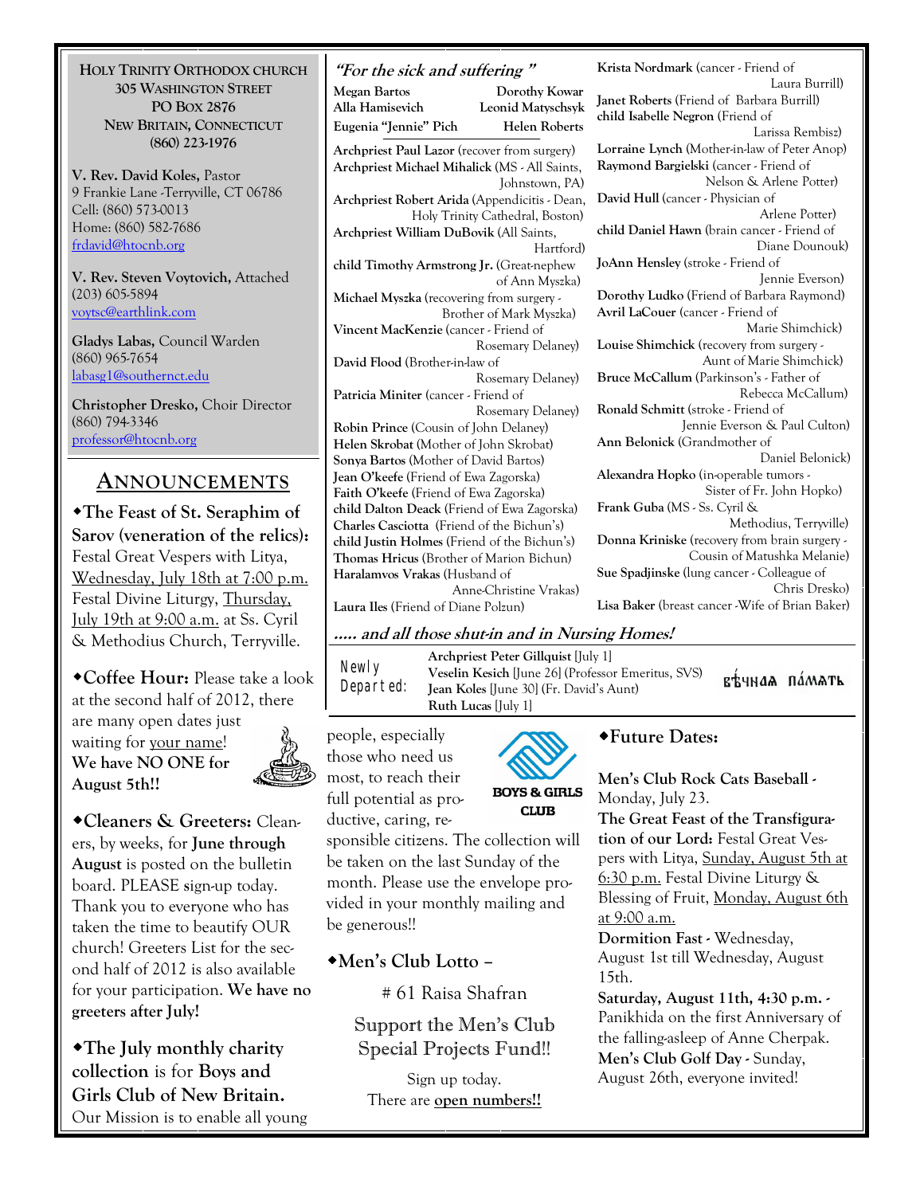**Holy Trinity Orthodox Church**
**305 Washington Street**
**PO Box 2876**
**New Britain, Connecticut**
**(860) 223-1976**

**V. Rev. David Koles,** Pastor
9 Frankie Lane -Terryville, CT 06786
Cell: (860) 573-0013
Home: (860) 582-7686
frdavid@htocnb.org

**V. Rev. Steven Voytovich,** Attached
(203) 605-5894
voytsc@earthlink.com

**Gladys Labas,** Council Warden
(860) 965-7654
labasg1@southernct.edu

**Christopher Dresko,** Choir Director
(860) 794-3346
professor@htocnb.org

## ANNOUNCEMENTS

◆**The Feast of St. Seraphim of Sarov (veneration of the relics):** Festal Great Vespers with Litya, Wednesday, July 18th at 7:00 p.m. Festal Divine Liturgy, Thursday, July 19th at 9:00 a.m. at Ss. Cyril & Methodius Church, Terryville.

◆**Coffee Hour:** Please take a look at the second half of 2012, there are many open dates just waiting for your name! **We have NO ONE for August 5th!!**

◆**Cleaners & Greeters:** Cleaners, by weeks, for **June through August** is posted on the bulletin board. PLEASE sign-up today. Thank you to everyone who has taken the time to beautify OUR church! Greeters List for the second half of 2012 is also available for your participation. **We have no greeters after July!**

◆**The July monthly charity collection** is for **Boys and Girls Club of New Britain.** Our Mission is to enable all young people, especially those who need us most, to reach their full potential as productive, caring, responsible citizens. The collection will be taken on the last Sunday of the month. Please use the envelope provided in your monthly mailing and be generous!!

BOYS & GIRLS CLUB

◆**Men's Club Lotto –**

# 61 Raisa Shafran

Support the Men's Club Special Projects Fund!!

Sign up today.
There are **open numbers!!**

### *"For the sick and suffering"*

**Megan Bartos** — **Dorothy Kowar**
**Alla Hamisevich** — **Leonid Matyschsyk**
**Eugenia "Jennie" Pich** — **Helen Roberts**

**Archpriest Paul Lazor** (recover from surgery)
**Archpriest Michael Mihalick** (MS - All Saints, Johnstown, PA)
**Archpriest Robert Arida** (Appendicitis - Dean, Holy Trinity Cathedral, Boston)
**Archpriest William DuBovik** (All Saints, Hartford)
**child Timothy Armstrong Jr.** (Great-nephew of Ann Myszka)
**Michael Myszka** (recovering from surgery - Brother of Mark Myszka)
**Vincent MacKenzie** (cancer - Friend of Rosemary Delaney)
**David Flood** (Brother-in-law of Rosemary Delaney)
**Patricia Miniter** (cancer - Friend of Rosemary Delaney)
**Robin Prince** (Cousin of John Delaney)
**Helen Skrobat** (Mother of John Skrobat)
**Sonya Bartos** (Mother of David Bartos)
**Jean O'keefe** (Friend of Ewa Zagorska)
**Faith O'keefe** (Friend of Ewa Zagorska)
**child Dalton Deack** (Friend of Ewa Zagorska)
**Charles Casciotta** (Friend of the Bichun's)
**child Justin Holmes** (Friend of the Bichun's)
**Thomas Hricus** (Brother of Marion Bichun)
**Haralamvos Vrakas** (Husband of Anne-Christine Vrakas)
**Laura Iles** (Friend of Diane Polzun)
**Krista Nordmark** (cancer - Friend of Laura Burrill)
**Janet Roberts** (Friend of Barbara Burrill)
**child Isabelle Negron** (Friend of Larissa Rembisz)
**Lorraine Lynch** (Mother-in-law of Peter Anop)
**Raymond Bargielski** (cancer - Friend of Nelson & Arlene Potter)
**David Hull** (cancer - Physician of Arlene Potter)
**child Daniel Hawn** (brain cancer - Friend of Diane Dounouk)
**JoAnn Hensley** (stroke - Friend of Jennie Everson)
**Dorothy Ludko** (Friend of Barbara Raymond)
**Avril LaCouer** (cancer - Friend of Marie Shimchick)
**Louise Shimchick** (recovery from surgery - Aunt of Marie Shimchick)
**Bruce McCallum** (Parkinson's - Father of Rebecca McCallum)
**Ronald Schmitt** (stroke - Friend of Jennie Everson & Paul Culton)
**Ann Belonick** (Grandmother of Daniel Belonick)
**Alexandra Hopko** (in-operable tumors - Sister of Fr. John Hopko)
**Frank Guba** (MS - Ss. Cyril & Methodius, Terryville)
**Donna Kriniske** (recovery from brain surgery - Cousin of Matushka Melanie)
**Sue Spadjinske** (lung cancer - Colleague of Chris Dresko)
**Lisa Baker** (breast cancer -Wife of Brian Baker)

*..... and all those shut-in and in Nursing Homes!*

Newly Departed:
**Archpriest Peter Gillquist** [July 1]
**Veselin Kesich** [June 26] (Professor Emeritus, SVS)
**Jean Koles** [June 30] (Fr. David's Aunt)
**Ruth Lucas** [July 1]

Вѣчная память

◆**Future Dates:**

**Men's Club Rock Cats Baseball -** Monday, July 23.

**The Great Feast of the Transfiguration of our Lord:** Festal Great Vespers with Litya, Sunday, August 5th at 6:30 p.m. Festal Divine Liturgy & Blessing of Fruit, Monday, August 6th at 9:00 a.m.

**Dormition Fast -** Wednesday, August 1st till Wednesday, August 15th.

**Saturday, August 11th, 4:30 p.m. -** Panikhida on the first Anniversary of the falling-asleep of Anne Cherpak.

**Men's Club Golf Day -** Sunday, August 26th, everyone invited!